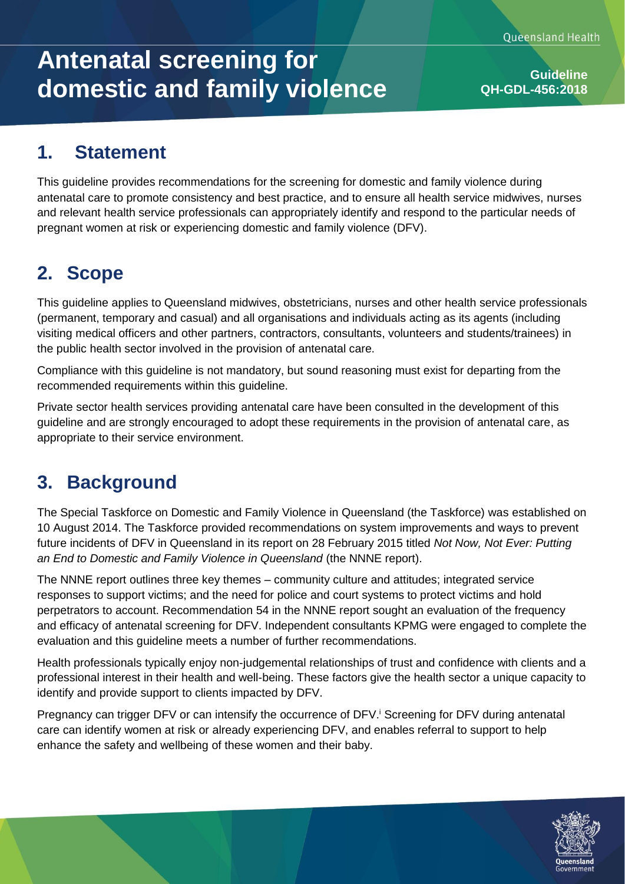# Antenatal screening for domestic and family violence

**Guideline**
**QH-GDL-456:2018**

## 1. Statement

This guideline provides recommendations for the screening for domestic and family violence during antenatal care to promote consistency and best practice, and to ensure all health service midwives, nurses and relevant health service professionals can appropriately identify and respond to the particular needs of pregnant women at risk or experiencing domestic and family violence (DFV).

## 2. Scope

This guideline applies to Queensland midwives, obstetricians, nurses and other health service professionals (permanent, temporary and casual) and all organisations and individuals acting as its agents (including visiting medical officers and other partners, contractors, consultants, volunteers and students/trainees) in the public health sector involved in the provision of antenatal care.

Compliance with this guideline is not mandatory, but sound reasoning must exist for departing from the recommended requirements within this guideline.

Private sector health services providing antenatal care have been consulted in the development of this guideline and are strongly encouraged to adopt these requirements in the provision of antenatal care, as appropriate to their service environment.

## 3. Background

The Special Taskforce on Domestic and Family Violence in Queensland (the Taskforce) was established on 10 August 2014. The Taskforce provided recommendations on system improvements and ways to prevent future incidents of DFV in Queensland in its report on 28 February 2015 titled *Not Now, Not Ever: Putting an End to Domestic and Family Violence in Queensland* (the NNNE report).

The NNNE report outlines three key themes – community culture and attitudes; integrated service responses to support victims; and the need for police and court systems to protect victims and hold perpetrators to account. Recommendation 54 in the NNNE report sought an evaluation of the frequency and efficacy of antenatal screening for DFV. Independent consultants KPMG were engaged to complete the evaluation and this guideline meets a number of further recommendations.

Health professionals typically enjoy non-judgemental relationships of trust and confidence with clients and a professional interest in their health and well-being. These factors give the health sector a unique capacity to identify and provide support to clients impacted by DFV.

Pregnancy can trigger DFV or can intensify the occurrence of DFV.[i] Screening for DFV during antenatal care can identify women at risk or already experiencing DFV, and enables referral to support to help enhance the safety and wellbeing of these women and their baby.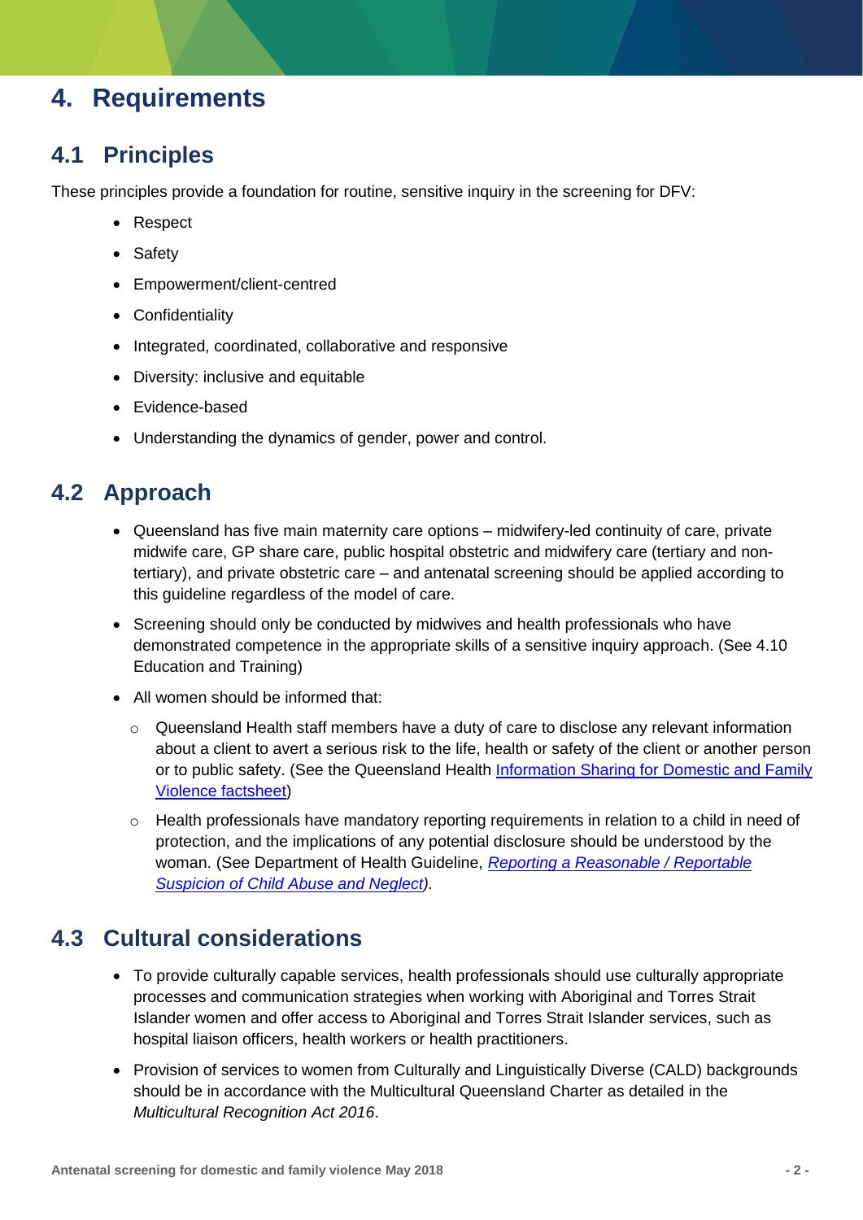# 4. Requirements

## 4.1 Principles

These principles provide a foundation for routine, sensitive inquiry in the screening for DFV:

- Respect
- Safety
- Empowerment/client-centred
- Confidentiality
- Integrated, coordinated, collaborative and responsive
- Diversity: inclusive and equitable
- Evidence-based
- Understanding the dynamics of gender, power and control.

## 4.2 Approach

- Queensland has five main maternity care options – midwifery-led continuity of care, private midwife care, GP share care, public hospital obstetric and midwifery care (tertiary and non-tertiary), and private obstetric care – and antenatal screening should be applied according to this guideline regardless of the model of care.
- Screening should only be conducted by midwives and health professionals who have demonstrated competence in the appropriate skills of a sensitive inquiry approach. (See 4.10 Education and Training)
- All women should be informed that:
  - Queensland Health staff members have a duty of care to disclose any relevant information about a client to avert a serious risk to the life, health or safety of the client or another person or to public safety. (See the Queensland Health Information Sharing for Domestic and Family Violence factsheet)
  - Health professionals have mandatory reporting requirements in relation to a child in need of protection, and the implications of any potential disclosure should be understood by the woman. (See Department of Health Guideline, *Reporting a Reasonable / Reportable Suspicion of Child Abuse and Neglect*).

## 4.3 Cultural considerations

- To provide culturally capable services, health professionals should use culturally appropriate processes and communication strategies when working with Aboriginal and Torres Strait Islander women and offer access to Aboriginal and Torres Strait Islander services, such as hospital liaison officers, health workers or health practitioners.
- Provision of services to women from Culturally and Linguistically Diverse (CALD) backgrounds should be in accordance with the Multicultural Queensland Charter as detailed in the *Multicultural Recognition Act 2016*.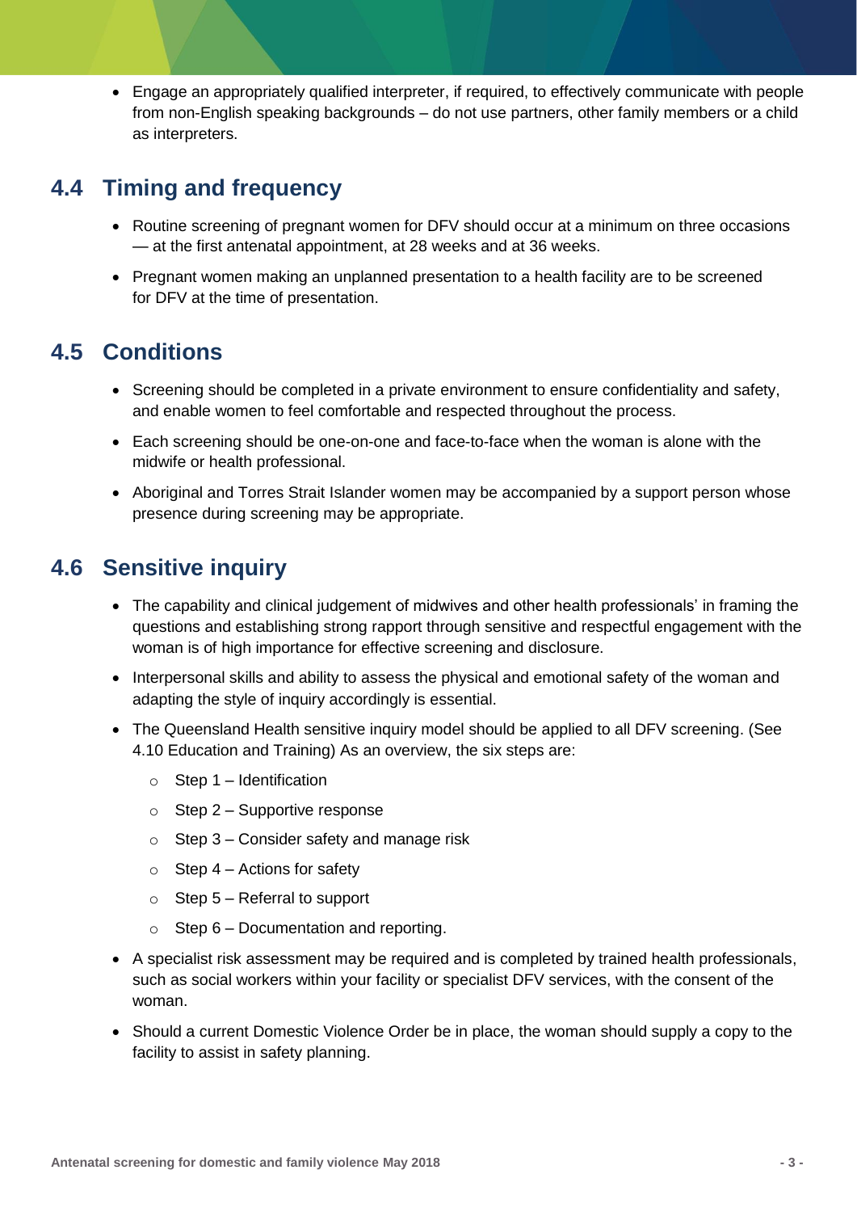- Engage an appropriately qualified interpreter, if required, to effectively communicate with people from non-English speaking backgrounds – do not use partners, other family members or a child as interpreters.

## 4.4 Timing and frequency

- Routine screening of pregnant women for DFV should occur at a minimum on three occasions — at the first antenatal appointment, at 28 weeks and at 36 weeks.
- Pregnant women making an unplanned presentation to a health facility are to be screened for DFV at the time of presentation.

## 4.5 Conditions

- Screening should be completed in a private environment to ensure confidentiality and safety, and enable women to feel comfortable and respected throughout the process.
- Each screening should be one-on-one and face-to-face when the woman is alone with the midwife or health professional.
- Aboriginal and Torres Strait Islander women may be accompanied by a support person whose presence during screening may be appropriate.

## 4.6 Sensitive inquiry

- The capability and clinical judgement of midwives and other health professionals' in framing the questions and establishing strong rapport through sensitive and respectful engagement with the woman is of high importance for effective screening and disclosure.
- Interpersonal skills and ability to assess the physical and emotional safety of the woman and adapting the style of inquiry accordingly is essential.
- The Queensland Health sensitive inquiry model should be applied to all DFV screening. (See 4.10 Education and Training) As an overview, the six steps are:
  - Step 1 – Identification
  - Step 2 – Supportive response
  - Step 3 – Consider safety and manage risk
  - Step 4 – Actions for safety
  - Step 5 – Referral to support
  - Step 6 – Documentation and reporting.
- A specialist risk assessment may be required and is completed by trained health professionals, such as social workers within your facility or specialist DFV services, with the consent of the woman.
- Should a current Domestic Violence Order be in place, the woman should supply a copy to the facility to assist in safety planning.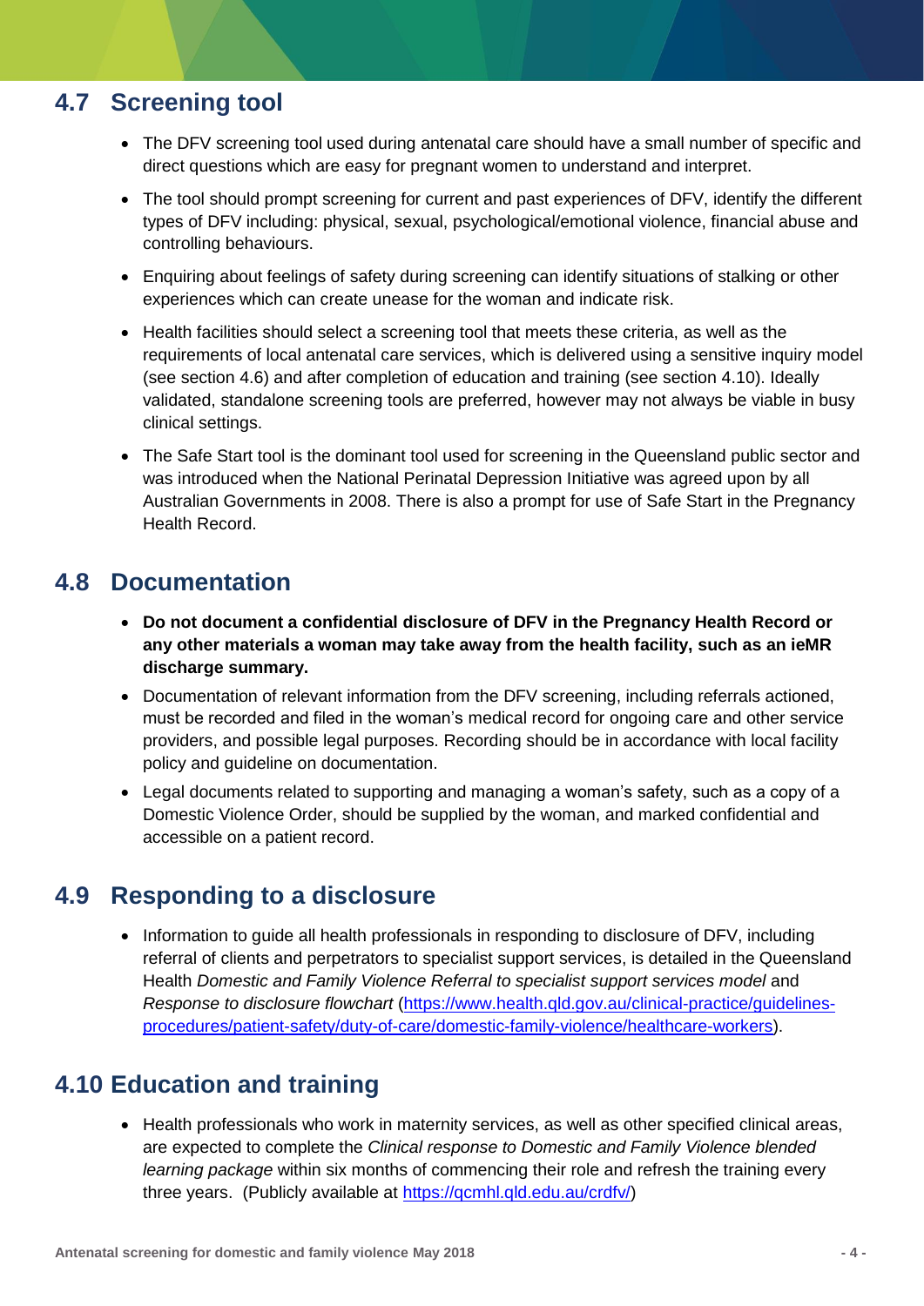## 4.7 Screening tool

- The DFV screening tool used during antenatal care should have a small number of specific and direct questions which are easy for pregnant women to understand and interpret.
- The tool should prompt screening for current and past experiences of DFV, identify the different types of DFV including: physical, sexual, psychological/emotional violence, financial abuse and controlling behaviours.
- Enquiring about feelings of safety during screening can identify situations of stalking or other experiences which can create unease for the woman and indicate risk.
- Health facilities should select a screening tool that meets these criteria, as well as the requirements of local antenatal care services, which is delivered using a sensitive inquiry model (see section 4.6) and after completion of education and training (see section 4.10). Ideally validated, standalone screening tools are preferred, however may not always be viable in busy clinical settings.
- The Safe Start tool is the dominant tool used for screening in the Queensland public sector and was introduced when the National Perinatal Depression Initiative was agreed upon by all Australian Governments in 2008. There is also a prompt for use of Safe Start in the Pregnancy Health Record.

## 4.8 Documentation

- **Do not document a confidential disclosure of DFV in the Pregnancy Health Record or any other materials a woman may take away from the health facility, such as an ieMR discharge summary.**
- Documentation of relevant information from the DFV screening, including referrals actioned, must be recorded and filed in the woman's medical record for ongoing care and other service providers, and possible legal purposes. Recording should be in accordance with local facility policy and guideline on documentation.
- Legal documents related to supporting and managing a woman's safety, such as a copy of a Domestic Violence Order, should be supplied by the woman, and marked confidential and accessible on a patient record.

## 4.9 Responding to a disclosure

- Information to guide all health professionals in responding to disclosure of DFV, including referral of clients and perpetrators to specialist support services, is detailed in the Queensland Health *Domestic and Family Violence Referral to specialist support services model* and *Response to disclosure flowchart* (https://www.health.qld.gov.au/clinical-practice/guidelines-procedures/patient-safety/duty-of-care/domestic-family-violence/healthcare-workers).

## 4.10 Education and training

- Health professionals who work in maternity services, as well as other specified clinical areas, are expected to complete the *Clinical response to Domestic and Family Violence blended learning package* within six months of commencing their role and refresh the training every three years. (Publicly available at https://qcmhl.qld.edu.au/crdfv/)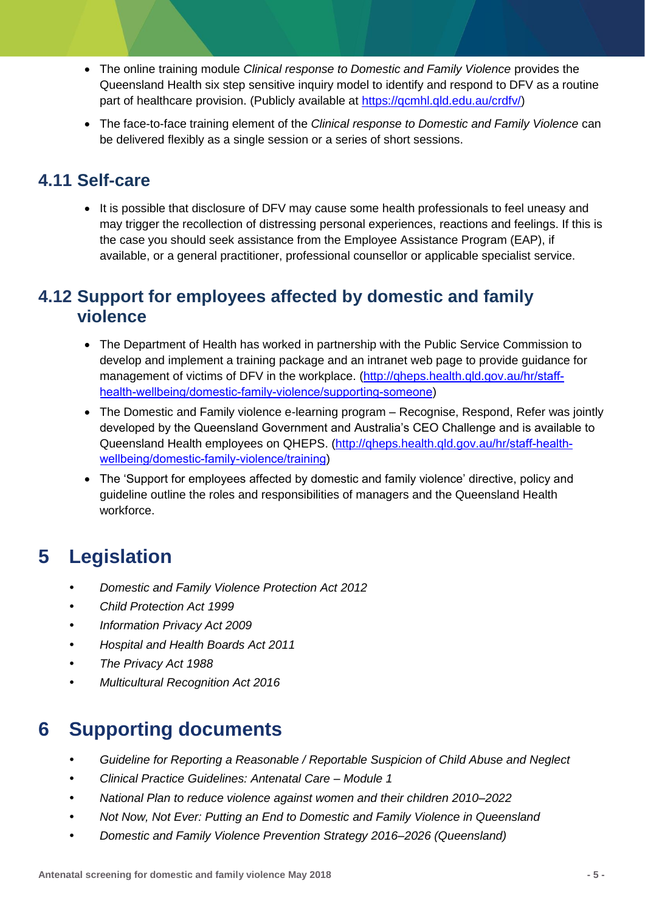- The online training module *Clinical response to Domestic and Family Violence* provides the Queensland Health six step sensitive inquiry model to identify and respond to DFV as a routine part of healthcare provision. (Publicly available at https://qcmhl.qld.edu.au/crdfv/)
- The face-to-face training element of the *Clinical response to Domestic and Family Violence* can be delivered flexibly as a single session or a series of short sessions.

## 4.11 Self-care

- It is possible that disclosure of DFV may cause some health professionals to feel uneasy and may trigger the recollection of distressing personal experiences, reactions and feelings. If this is the case you should seek assistance from the Employee Assistance Program (EAP), if available, or a general practitioner, professional counsellor or applicable specialist service.

## 4.12 Support for employees affected by domestic and family violence

- The Department of Health has worked in partnership with the Public Service Commission to develop and implement a training package and an intranet web page to provide guidance for management of victims of DFV in the workplace. (http://qheps.health.qld.gov.au/hr/staff-health-wellbeing/domestic-family-violence/supporting-someone)
- The Domestic and Family violence e-learning program – Recognise, Respond, Refer was jointly developed by the Queensland Government and Australia's CEO Challenge and is available to Queensland Health employees on QHEPS. (http://qheps.health.qld.gov.au/hr/staff-health-wellbeing/domestic-family-violence/training)
- The 'Support for employees affected by domestic and family violence' directive, policy and guideline outline the roles and responsibilities of managers and the Queensland Health workforce.

# 5 Legislation

- *Domestic and Family Violence Protection Act 2012*
- *Child Protection Act 1999*
- *Information Privacy Act 2009*
- *Hospital and Health Boards Act 2011*
- *The Privacy Act 1988*
- *Multicultural Recognition Act 2016*

# 6 Supporting documents

- *Guideline for Reporting a Reasonable / Reportable Suspicion of Child Abuse and Neglect*
- *Clinical Practice Guidelines: Antenatal Care – Module 1*
- *National Plan to reduce violence against women and their children 2010–2022*
- *Not Now, Not Ever: Putting an End to Domestic and Family Violence in Queensland*
- *Domestic and Family Violence Prevention Strategy 2016–2026 (Queensland)*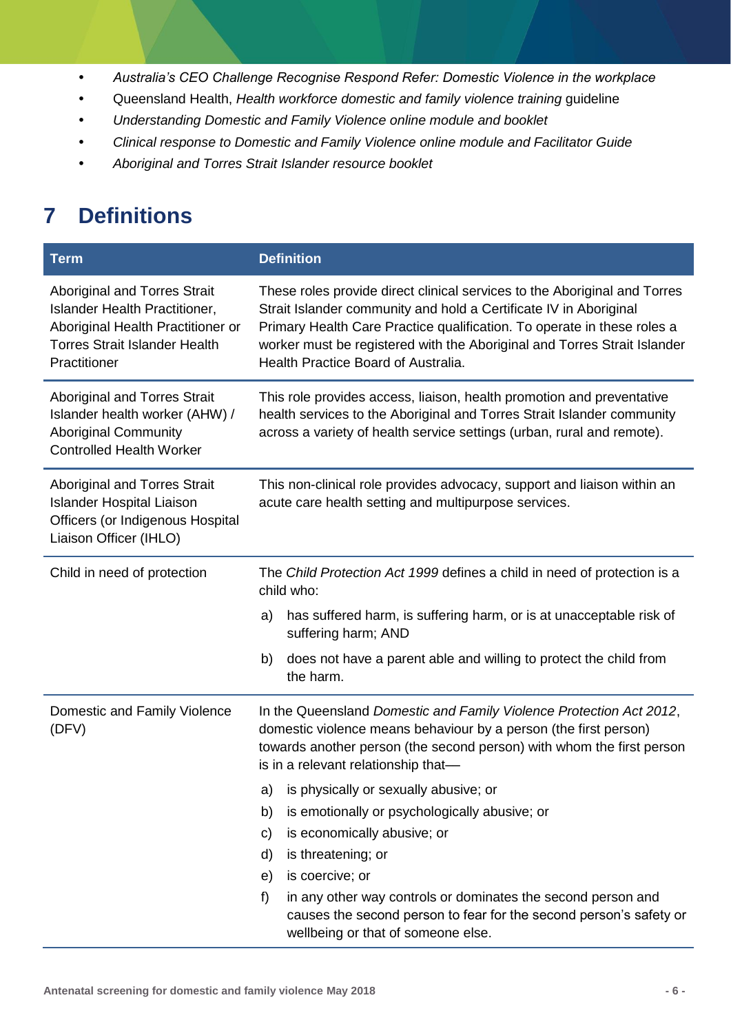- *Australia's CEO Challenge Recognise Respond Refer: Domestic Violence in the workplace*
- Queensland Health, *Health workforce domestic and family violence training* guideline
- *Understanding Domestic and Family Violence online module and booklet*
- *Clinical response to Domestic and Family Violence online module and Facilitator Guide*
- *Aboriginal and Torres Strait Islander resource booklet*

# 7 Definitions

| Term | Definition |
|---|---|
| Aboriginal and Torres Strait Islander Health Practitioner, Aboriginal Health Practitioner or Torres Strait Islander Health Practitioner | These roles provide direct clinical services to the Aboriginal and Torres Strait Islander community and hold a Certificate IV in Aboriginal Primary Health Care Practice qualification. To operate in these roles a worker must be registered with the Aboriginal and Torres Strait Islander Health Practice Board of Australia. |
| Aboriginal and Torres Strait Islander health worker (AHW) / Aboriginal Community Controlled Health Worker | This role provides access, liaison, health promotion and preventative health services to the Aboriginal and Torres Strait Islander community across a variety of health service settings (urban, rural and remote). |
| Aboriginal and Torres Strait Islander Hospital Liaison Officers (or Indigenous Hospital Liaison Officer (IHLO) | This non-clinical role provides advocacy, support and liaison within an acute care health setting and multipurpose services. |
| Child in need of protection | The *Child Protection Act 1999* defines a child in need of protection is a child who:<br>a) has suffered harm, is suffering harm, or is at unacceptable risk of suffering harm; AND<br>b) does not have a parent able and willing to protect the child from the harm. |
| Domestic and Family Violence (DFV) | In the Queensland *Domestic and Family Violence Protection Act 2012*, domestic violence means behaviour by a person (the first person) towards another person (the second person) with whom the first person is in a relevant relationship that—<br>a) is physically or sexually abusive; or<br>b) is emotionally or psychologically abusive; or<br>c) is economically abusive; or<br>d) is threatening; or<br>e) is coercive; or<br>f) in any other way controls or dominates the second person and causes the second person to fear for the second person's safety or wellbeing or that of someone else. |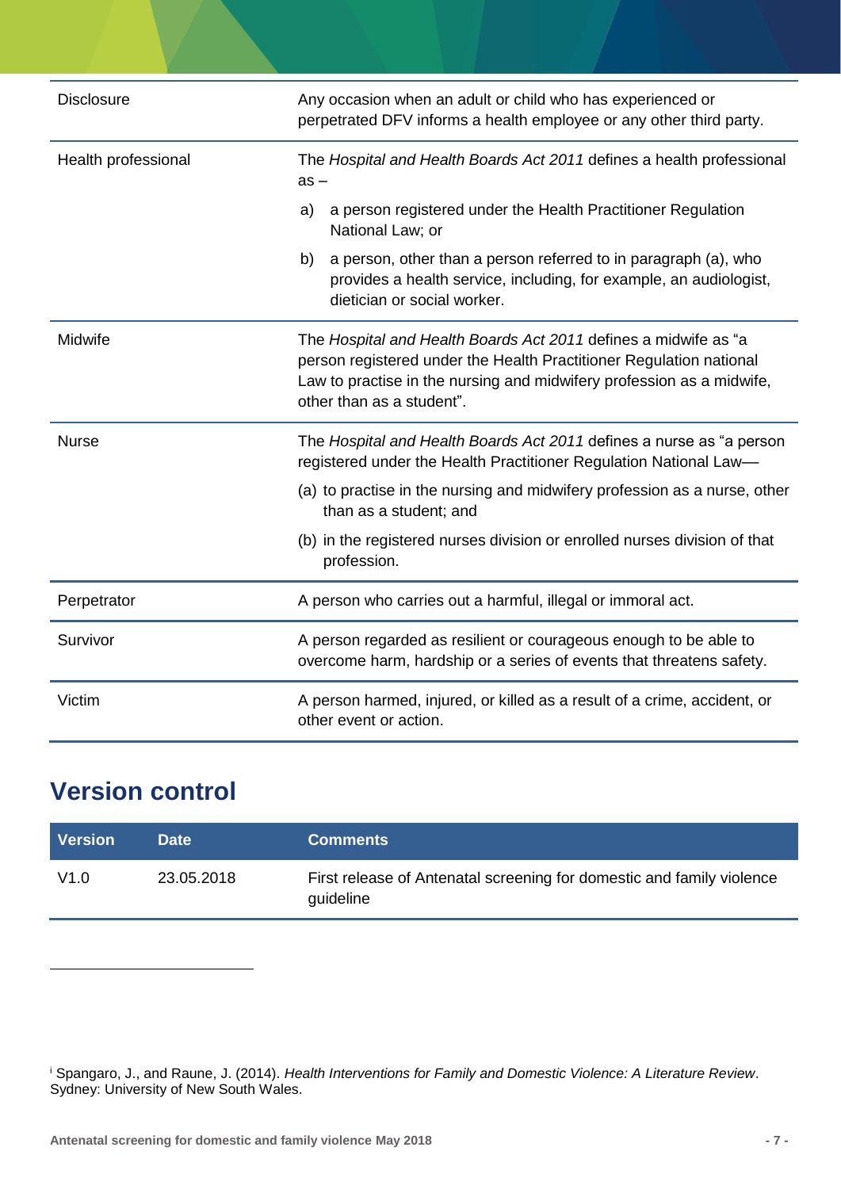| | |
|---|---|
| Disclosure | Any occasion when an adult or child who has experienced or perpetrated DFV informs a health employee or any other third party. |
| Health professional | The *Hospital and Health Boards Act 2011* defines a health professional as – <br> a) a person registered under the Health Practitioner Regulation National Law; or <br> b) a person, other than a person referred to in paragraph (a), who provides a health service, including, for example, an audiologist, dietician or social worker. |
| Midwife | The *Hospital and Health Boards Act 2011* defines a midwife as "a person registered under the Health Practitioner Regulation national Law to practise in the nursing and midwifery profession as a midwife, other than as a student". |
| Nurse | The *Hospital and Health Boards Act 2011* defines a nurse as "a person registered under the Health Practitioner Regulation National Law— <br> (a) to practise in the nursing and midwifery profession as a nurse, other than as a student; and <br> (b) in the registered nurses division or enrolled nurses division of that profession. |
| Perpetrator | A person who carries out a harmful, illegal or immoral act. |
| Survivor | A person regarded as resilient or courageous enough to be able to overcome harm, hardship or a series of events that threatens safety. |
| Victim | A person harmed, injured, or killed as a result of a crime, accident, or other event or action. |

## Version control

| Version | Date | Comments |
|---|---|---|
| V1.0 | 23.05.2018 | First release of Antenatal screening for domestic and family violence guideline |

[i] Spangaro, J., and Raune, J. (2014). *Health Interventions for Family and Domestic Violence: A Literature Review*. Sydney: University of New South Wales.